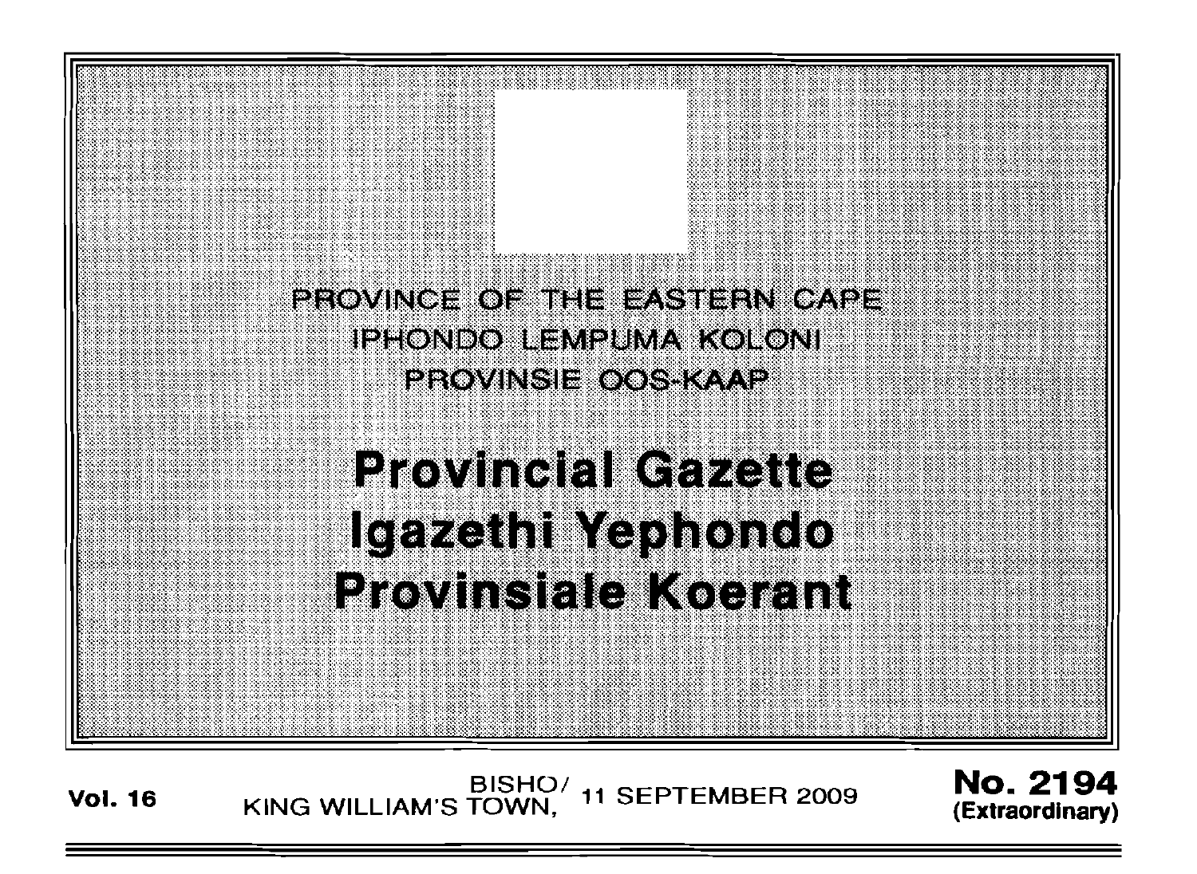PROVINCE OF THE EASTERN CAPE
IPHONDO LEMPUMA KOLONI
PROVINSIE OOS-KAAP

# Provincial Gazette
# Igazethi Yephondo
# Provinsiale Koerant

**Vol. 16** BISHO/ KING WILLIAM'S TOWN, 11 SEPTEMBER 2009 **No. 2194 (Extraordinary)**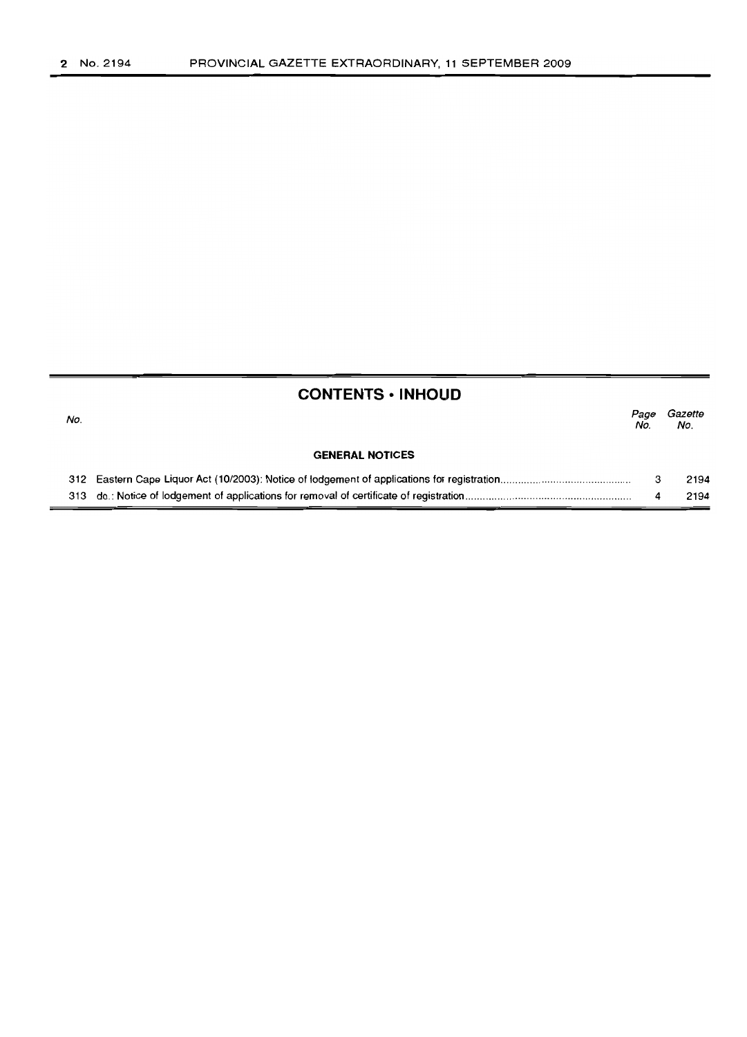## CONTENTS • INHOUD

| No. | | Page No. | Gazette No. |
|---|---|---|---|
| | **GENERAL NOTICES** | | |
| 312 | Eastern Cape Liquor Act (10/2003): Notice of lodgement of applications for registration | 3 | 2194 |
| 313 | do.: Notice of lodgement of applications for removal of certificate of registration | 4 | 2194 |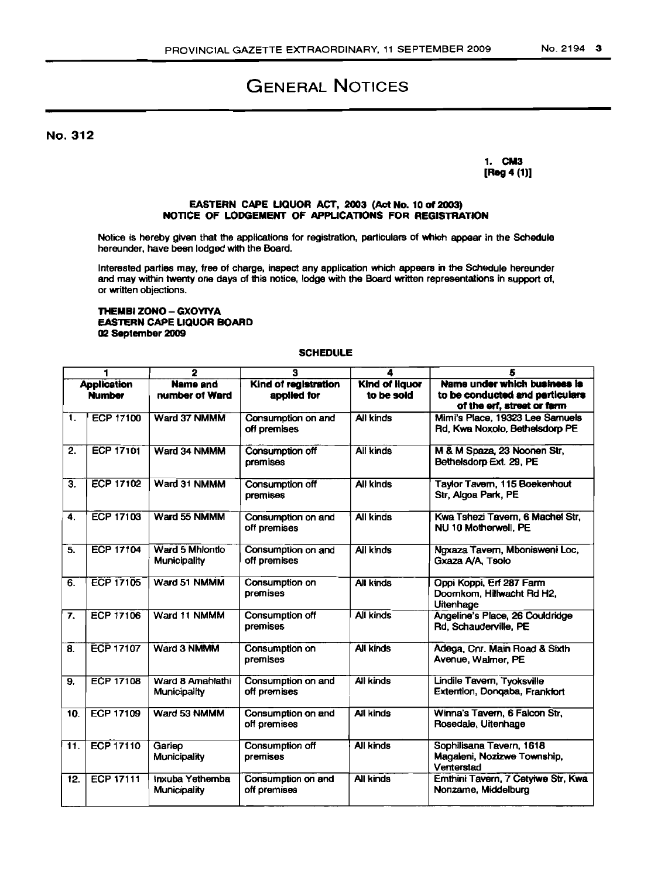# GENERAL NOTICES

**No. 312**

**1. CM3**
**[Reg 4 (1)]**

**EASTERN CAPE LIQUOR ACT, 2003 (Act No. 10 of 2003)**
**NOTICE OF LODGEMENT OF APPLICATIONS FOR REGISTRATION**

Notice is hereby given that the applications for registration, particulars of which appear in the Schedule hereunder, have been lodged with the Board.

Interested parties may, free of charge, inspect any application which appears in the Schedule hereunder and may within twenty one days of this notice, lodge with the Board written representations in support of, or written objections.

**THEMBI ZONO – GXOYIYA**
**EASTERN CAPE LIQUOR BOARD**
**02 September 2009**

**SCHEDULE**

| 1 | | 2 | 3 | 4 | 5 |
|---|---|---|---|---|---|
| **Application Number** | | **Name and number of Ward** | **Kind of registration applied for** | **Kind of liquor to be sold** | **Name under which business is to be conducted and particulars of the erf, street or farm** |
| 1. | ECP 17100 | Ward 37 NMMM | Consumption on and off premises | All kinds | Mimi's Place, 19323 Lee Samuels Rd, Kwa Noxolo, Bethelsdorp PE |
| 2. | ECP 17101 | Ward 34 NMMM | Consumption off premises | All kinds | M & M Spaza, 23 Noonen Str, Bethelsdorp Ext. 29, PE |
| 3. | ECP 17102 | Ward 31 NMMM | Consumption off premises | All kinds | Taylor Tavern, 115 Boekenhout Str, Algoa Park, PE |
| 4. | ECP 17103 | Ward 55 NMMM | Consumption on and off premises | All kinds | Kwa Tshezi Tavern, 6 Machel Str, NU 10 Motherwell, PE |
| 5. | ECP 17104 | Ward 5 Mhlontlo Municipality | Consumption on and off premises | All kinds | Ngxaza Tavern, Mbonisweni Loc, Gxaza A/A, Tsolo |
| 6. | ECP 17105 | Ward 51 NMMM | Consumption on premises | All kinds | Oppi Koppi, Erf 287 Farm Doornkom, Hillwacht Rd H2, Uitenhage |
| 7. | ECP 17106 | Ward 11 NMMM | Consumption off premises | All kinds | Angeline's Place, 26 Couldridge Rd, Schauderville, PE |
| 8. | ECP 17107 | Ward 3 NMMM | Consumption on premises | All kinds | Adega, Cnr. Main Road & Sixth Avenue, Walmer, PE |
| 9. | ECP 17108 | Ward 8 Amahlathi Municipality | Consumption on and off premises | All kinds | Lindile Tavern, Tyoksville Extention, Donqaba, Frankfort |
| 10. | ECP 17109 | Ward 53 NMMM | Consumption on and off premises | All kinds | Winna's Tavern, 6 Falcon Str, Rosedale, Uitenhage |
| 11. | ECP 17110 | Gariep Municipality | Consumption off premises | All kinds | Sophilisana Tavern, 1618 Magaleni, Nozizwe Township, Venterstad |
| 12. | ECP 17111 | Inxuba Yethemba Municipality | Consumption on and off premises | All kinds | Emthini Tavern, 7 Cetyiwe Str, Kwa Nonzame, Middelburg |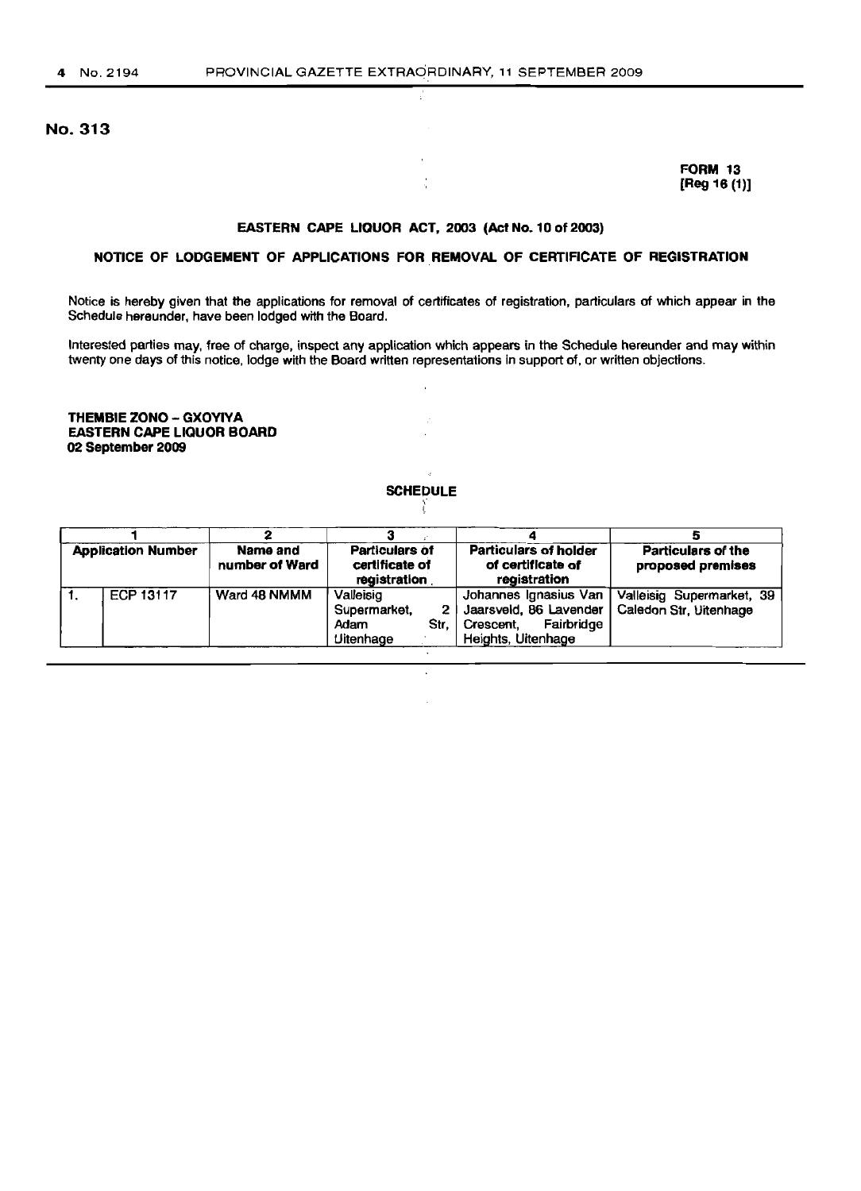# No. 313

**FORM 13**
**[Reg 16 (1)]**

## EASTERN CAPE LIQUOR ACT, 2003 (Act No. 10 of 2003)

### NOTICE OF LODGEMENT OF APPLICATIONS FOR REMOVAL OF CERTIFICATE OF REGISTRATION

Notice is hereby given that the applications for removal of certificates of registration, particulars of which appear in the Schedule hereunder, have been lodged with the Board.

Interested parties may, free of charge, inspect any application which appears in the Schedule hereunder and may within twenty one days of this notice, lodge with the Board written representations in support of, or written objections.

**THEMBIE ZONO – GXOYIYA**
**EASTERN CAPE LIQUOR BOARD**
**02 September 2009**

**SCHEDULE**

| 1 | | 2 | 3 | 4 | 5 |
|---|---|---|---|---|---|
| **Application Number** | | **Name and number of Ward** | **Particulars of certificate of registration** | **Particulars of holder of certificate of registration** | **Particulars of the proposed premises** |
| 1. | ECP 13117 | Ward 48 NMMM | Valleisig Supermarket, 2 Adam Str, Uitenhage | Johannes Ignasius Van Jaarsveld, 86 Lavender Crescent, Fairbridge Heights, Uitenhage | Valleisig Supermarket, 39 Caledon Str, Uitenhage |